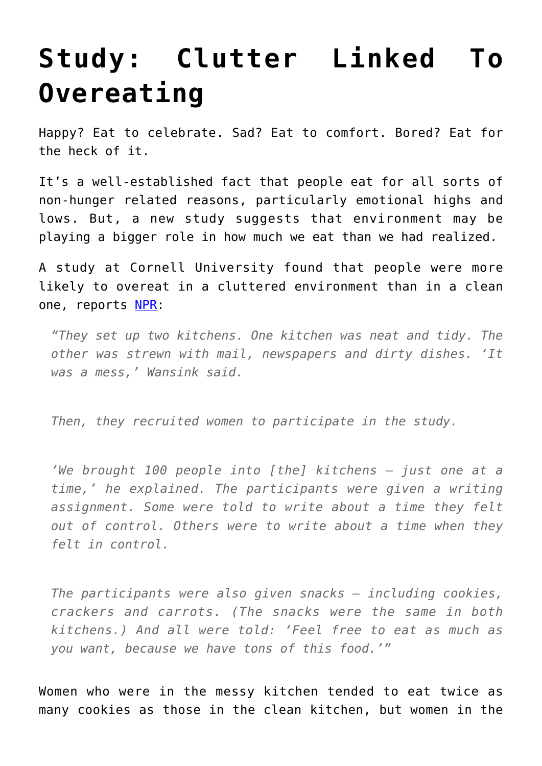# Study: Clutter Linked To Overeating

Happy? Eat to celebrate. Sad? Eat to comfort. Bored? Eat for the heck of it.

It's a well-established fact that people eat for all sorts of non-hunger related reasons, particularly emotional highs and lows. But, a new study suggests that environment may be playing a bigger role in how much we eat than we had realized.

A study at Cornell University found that people were more likely to overeat in a cluttered environment than in a clean one, reports [NPR](NPR):

> *"They set up two kitchens. One kitchen was neat and tidy. The other was strewn with mail, newspapers and dirty dishes. 'It was a mess,' Wansink said.*
>
> *Then, they recruited women to participate in the study.*
>
> *'We brought 100 people into [the] kitchens — just one at a time,' he explained. The participants were given a writing assignment. Some were told to write about a time they felt out of control. Others were to write about a time when they felt in control.*
>
> *The participants were also given snacks — including cookies, crackers and carrots. (The snacks were the same in both kitchens.) And all were told: 'Feel free to eat as much as you want, because we have tons of this food.'"*

Women who were in the messy kitchen tended to eat twice as many cookies as those in the clean kitchen, but women in the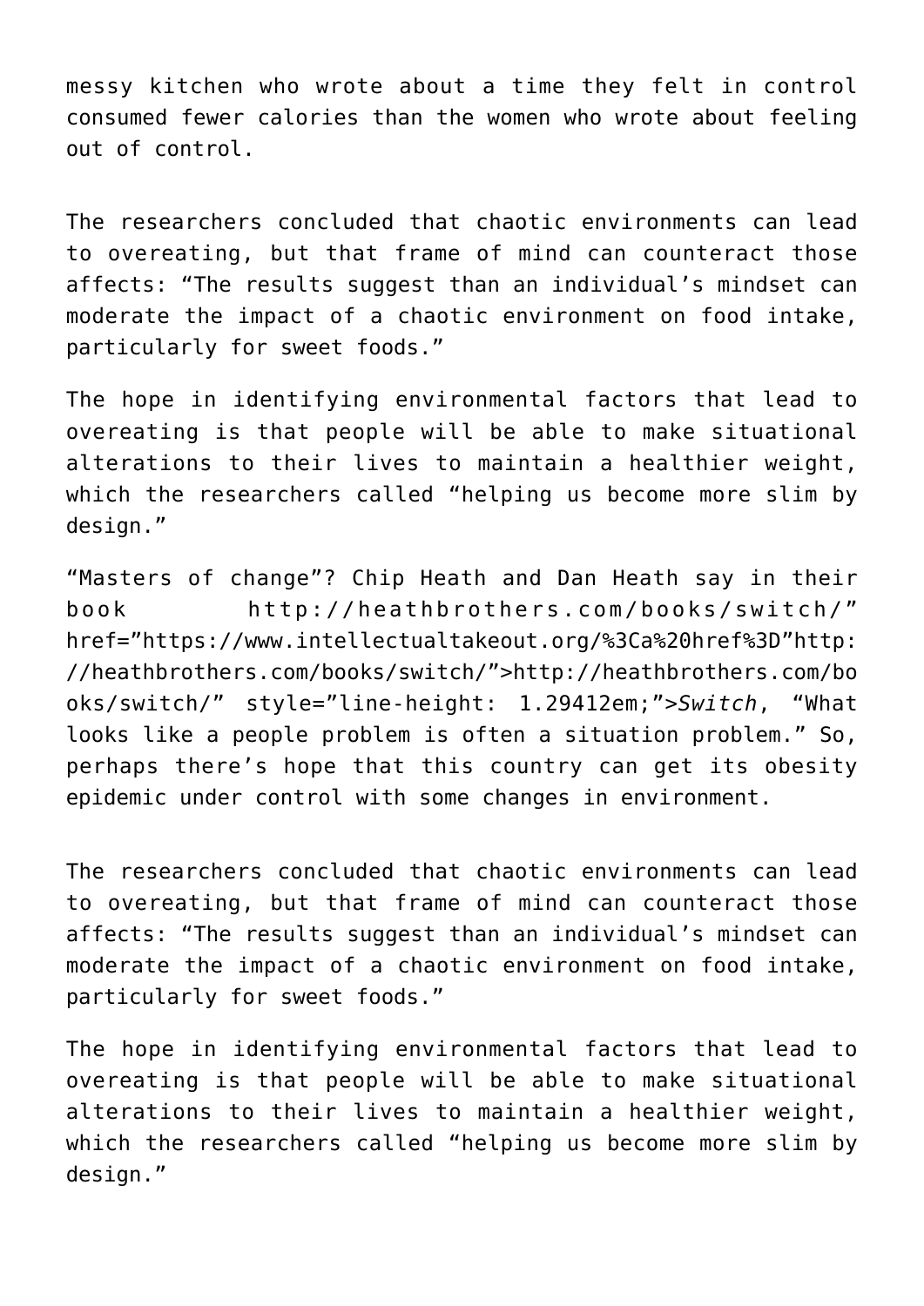messy kitchen who wrote about a time they felt in control consumed fewer calories than the women who wrote about feeling out of control.

The researchers concluded that chaotic environments can lead to overeating, but that frame of mind can counteract those affects: “The results suggest than an individual’s mindset can moderate the impact of a chaotic environment on food intake, particularly for sweet foods.”

The hope in identifying environmental factors that lead to overeating is that people will be able to make situational alterations to their lives to maintain a healthier weight, which the researchers called “helping us become more slim by design.”

“Masters of change”? Chip Heath and Dan Heath say in their book http://heathbrothers.com/books/switch/” href=”https://www.intellectualtakeout.org/%3Ca%20href%3D”http://heathbrothers.com/books/switch/”>http://heathbrothers.com/books/switch/” style=”line-height: 1.29412em;”>*Switch*, “What looks like a people problem is often a situation problem.” So, perhaps there’s hope that this country can get its obesity epidemic under control with some changes in environment.

The researchers concluded that chaotic environments can lead to overeating, but that frame of mind can counteract those affects: “The results suggest than an individual’s mindset can moderate the impact of a chaotic environment on food intake, particularly for sweet foods.”

The hope in identifying environmental factors that lead to overeating is that people will be able to make situational alterations to their lives to maintain a healthier weight, which the researchers called “helping us become more slim by design.”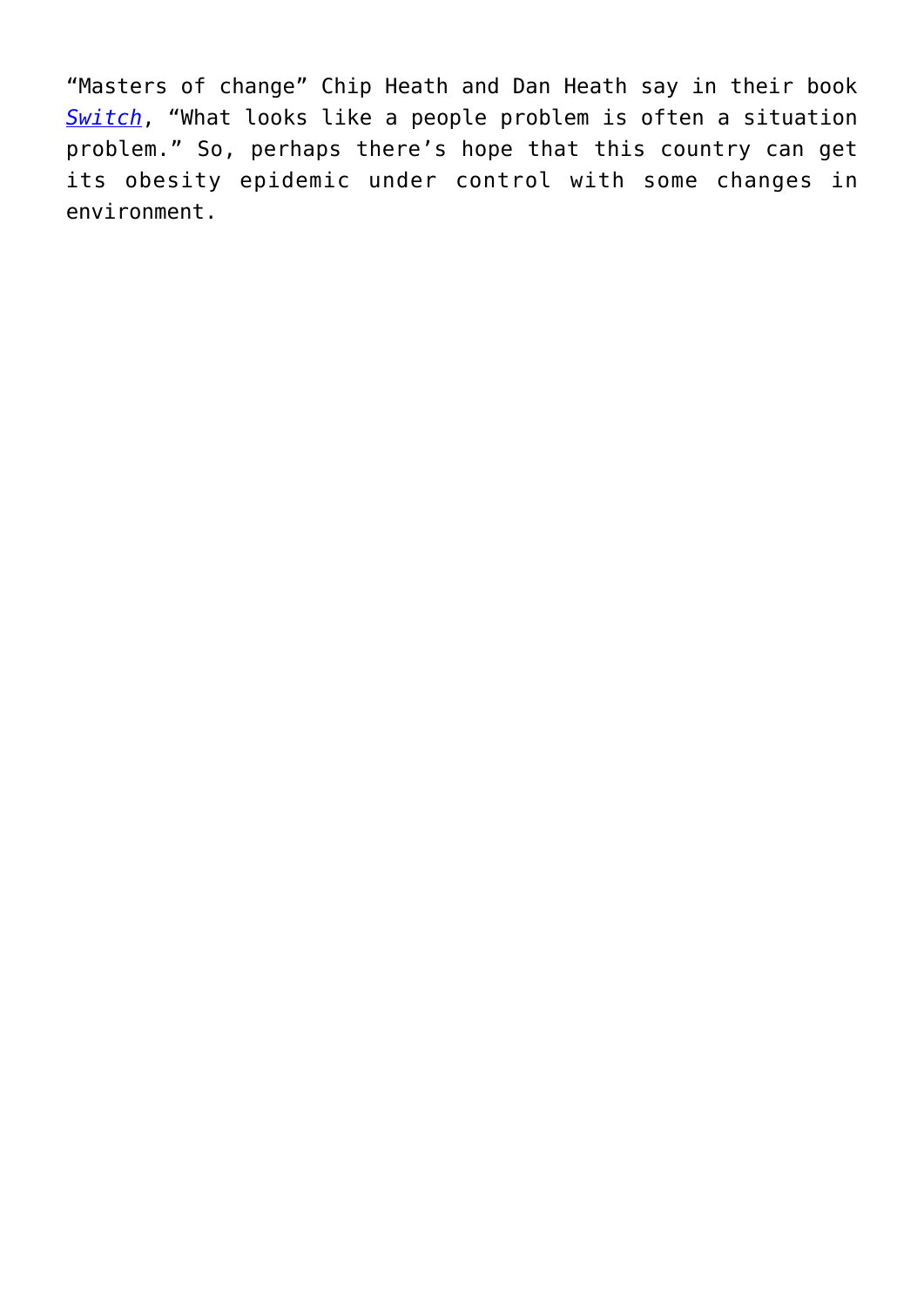"Masters of change" Chip Heath and Dan Heath say in their book *Switch*, "What looks like a people problem is often a situation problem." So, perhaps there's hope that this country can get its obesity epidemic under control with some changes in environment.